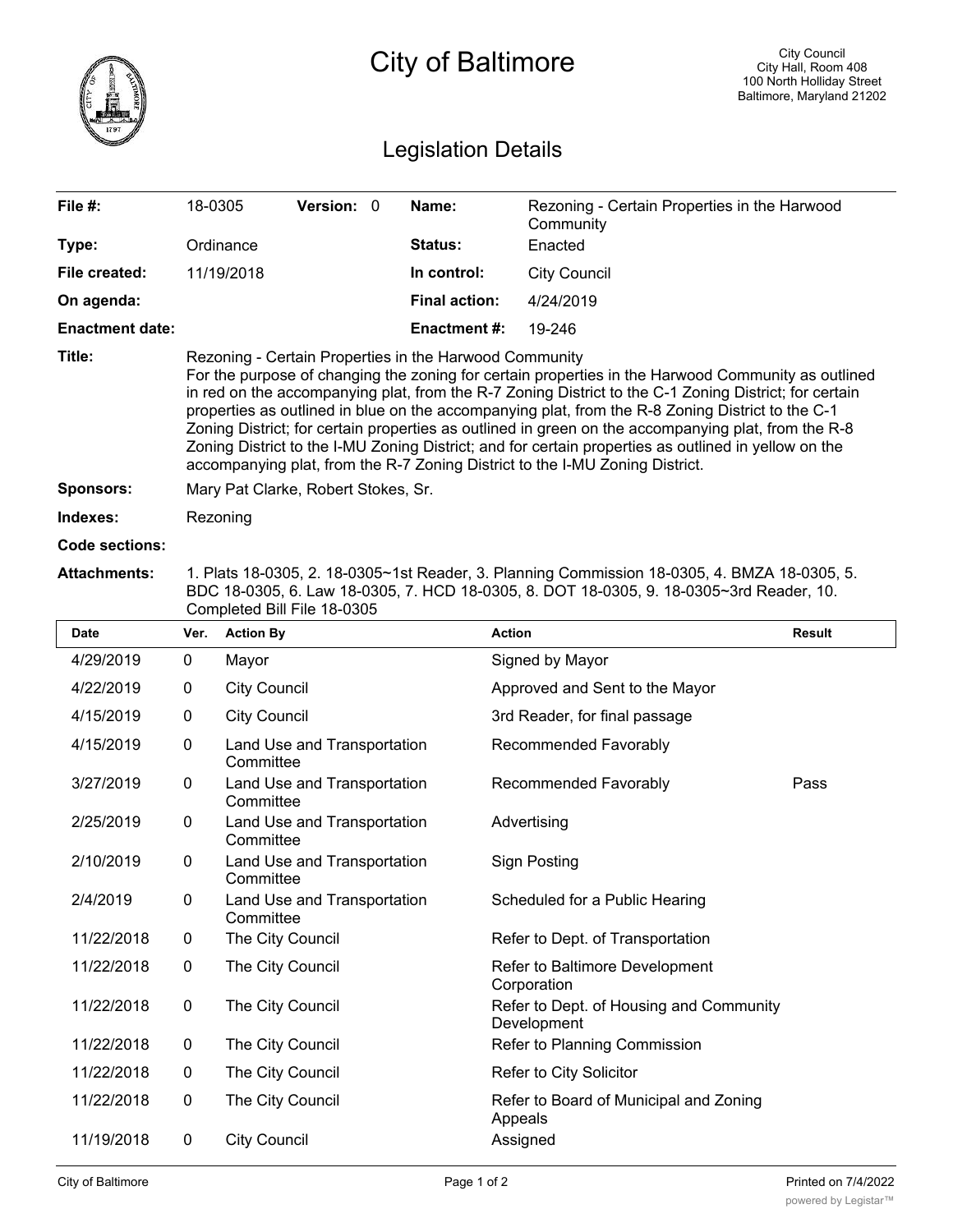# City of Baltimore

City Council
City Hall, Room 408
100 North Holliday Street
Baltimore, Maryland 21202

## Legislation Details

| | | | | | |
|---|---|---|---|---|---|
| **File #:** | 18-0305 | **Version:** 0 | | **Name:** | Rezoning - Certain Properties in the Harwood Community |
| **Type:** | Ordinance | | | **Status:** | Enacted |
| **File created:** | 11/19/2018 | | | **In control:** | City Council |
| **On agenda:** | | | | **Final action:** | 4/24/2019 |
| **Enactment date:** | | | | **Enactment #:** | 19-246 |

**Title:** Rezoning - Certain Properties in the Harwood Community
For the purpose of changing the zoning for certain properties in the Harwood Community as outlined in red on the accompanying plat, from the R-7 Zoning District to the C-1 Zoning District; for certain properties as outlined in blue on the accompanying plat, from the R-8 Zoning District to the C-1 Zoning District; for certain properties as outlined in green on the accompanying plat, from the R-8 Zoning District to the I-MU Zoning District; and for certain properties as outlined in yellow on the accompanying plat, from the R-7 Zoning District to the I-MU Zoning District.

**Sponsors:** Mary Pat Clarke, Robert Stokes, Sr.

**Indexes:** Rezoning

**Code sections:**

**Attachments:** 1. Plats 18-0305, 2. 18-0305~1st Reader, 3. Planning Commission 18-0305, 4. BMZA 18-0305, 5. BDC 18-0305, 6. Law 18-0305, 7. HCD 18-0305, 8. DOT 18-0305, 9. 18-0305~3rd Reader, 10. Completed Bill File 18-0305

| Date | Ver. | Action By | Action | Result |
|---|---|---|---|---|
| 4/29/2019 | 0 | Mayor | Signed by Mayor | |
| 4/22/2019 | 0 | City Council | Approved and Sent to the Mayor | |
| 4/15/2019 | 0 | City Council | 3rd Reader, for final passage | |
| 4/15/2019 | 0 | Land Use and Transportation Committee | Recommended Favorably | |
| 3/27/2019 | 0 | Land Use and Transportation Committee | Recommended Favorably | Pass |
| 2/25/2019 | 0 | Land Use and Transportation Committee | Advertising | |
| 2/10/2019 | 0 | Land Use and Transportation Committee | Sign Posting | |
| 2/4/2019 | 0 | Land Use and Transportation Committee | Scheduled for a Public Hearing | |
| 11/22/2018 | 0 | The City Council | Refer to Dept. of Transportation | |
| 11/22/2018 | 0 | The City Council | Refer to Baltimore Development Corporation | |
| 11/22/2018 | 0 | The City Council | Refer to Dept. of Housing and Community Development | |
| 11/22/2018 | 0 | The City Council | Refer to Planning Commission | |
| 11/22/2018 | 0 | The City Council | Refer to City Solicitor | |
| 11/22/2018 | 0 | The City Council | Refer to Board of Municipal and Zoning Appeals | |
| 11/19/2018 | 0 | City Council | Assigned | |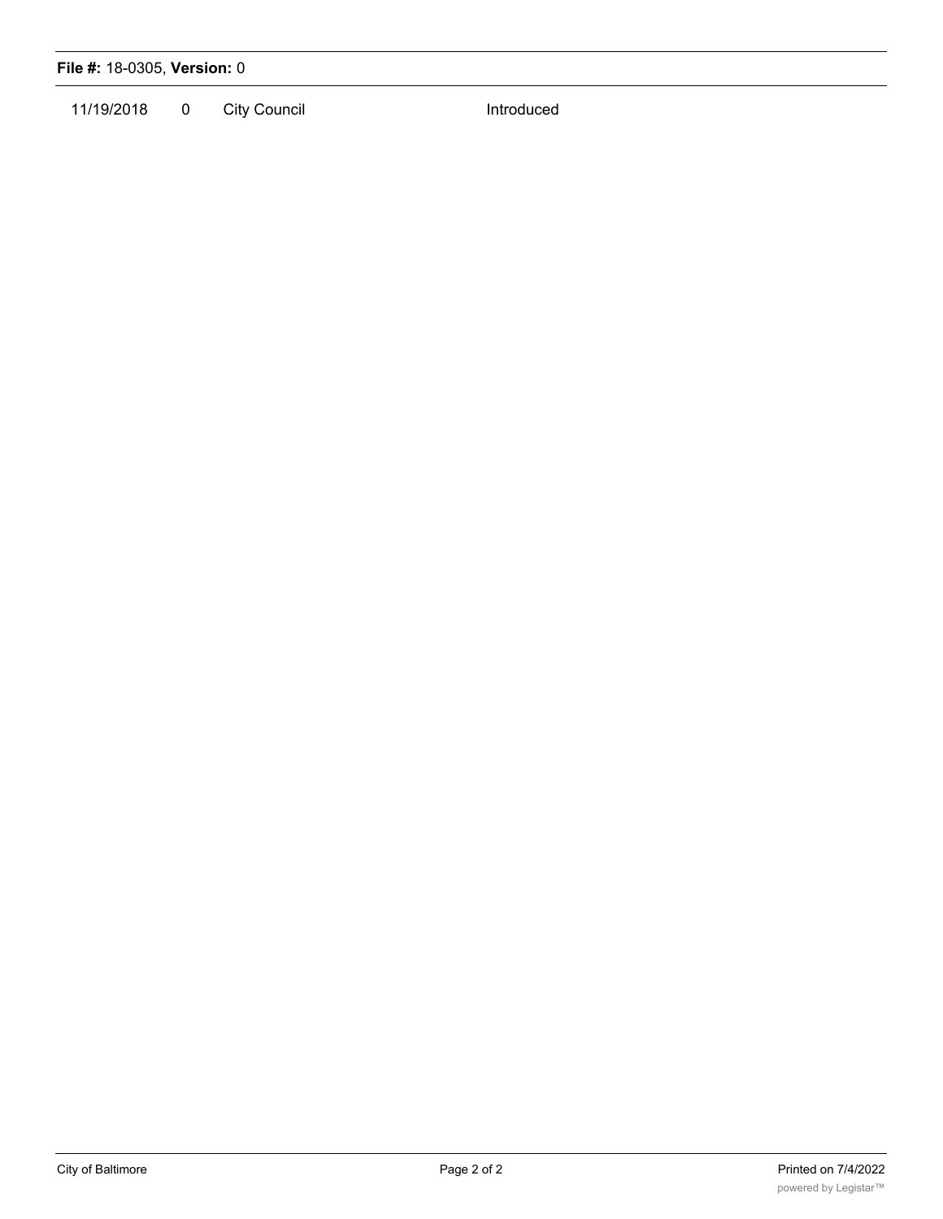**File #:** 18-0305, **Version:** 0

| | | | |
|---|---|---|---|
| 11/19/2018 | 0 | City Council | Introduced |